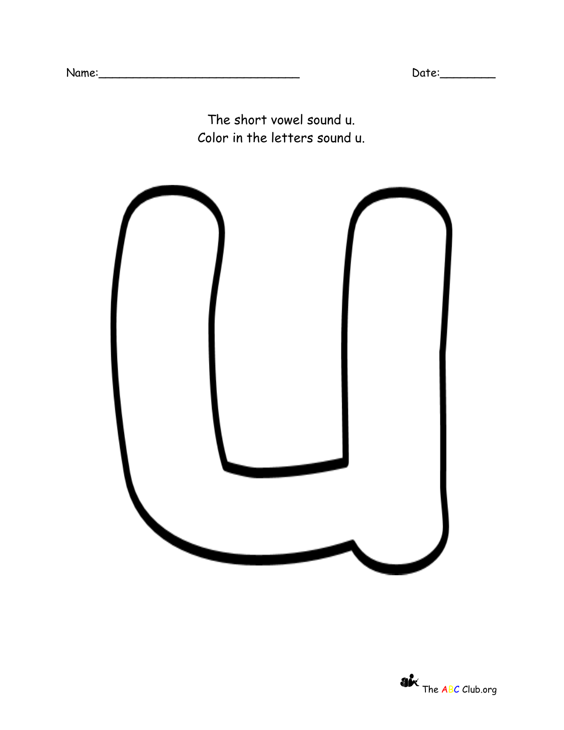Name:______________________________ Date:________

The short vowel sound u.
Color in the letters sound u.

u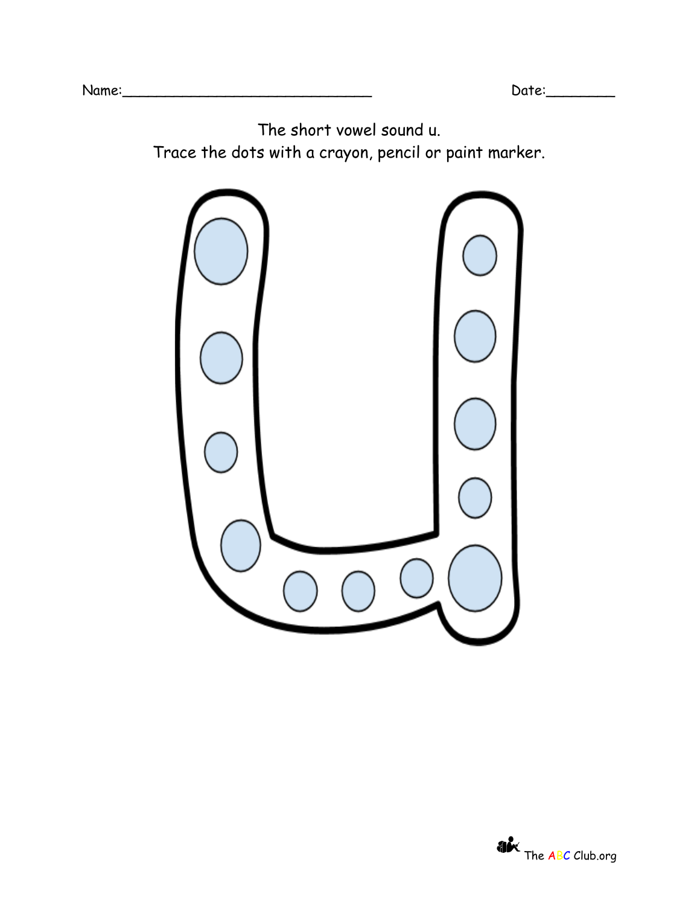Name:______________________________ Date:________

The short vowel sound u.
Trace the dots with a crayon, pencil or paint marker.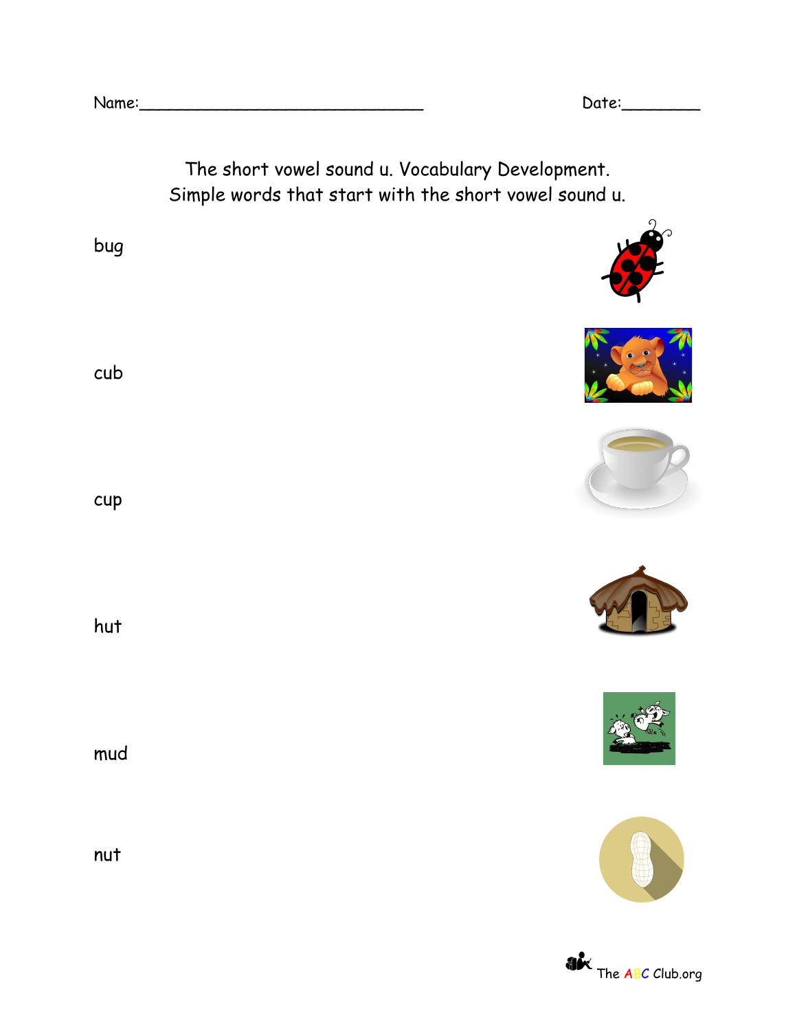Name:______________________________ Date:________

The short vowel sound u. Vocabulary Development.
Simple words that start with the short vowel sound u.

bug

cub

cup

hut

mud

nut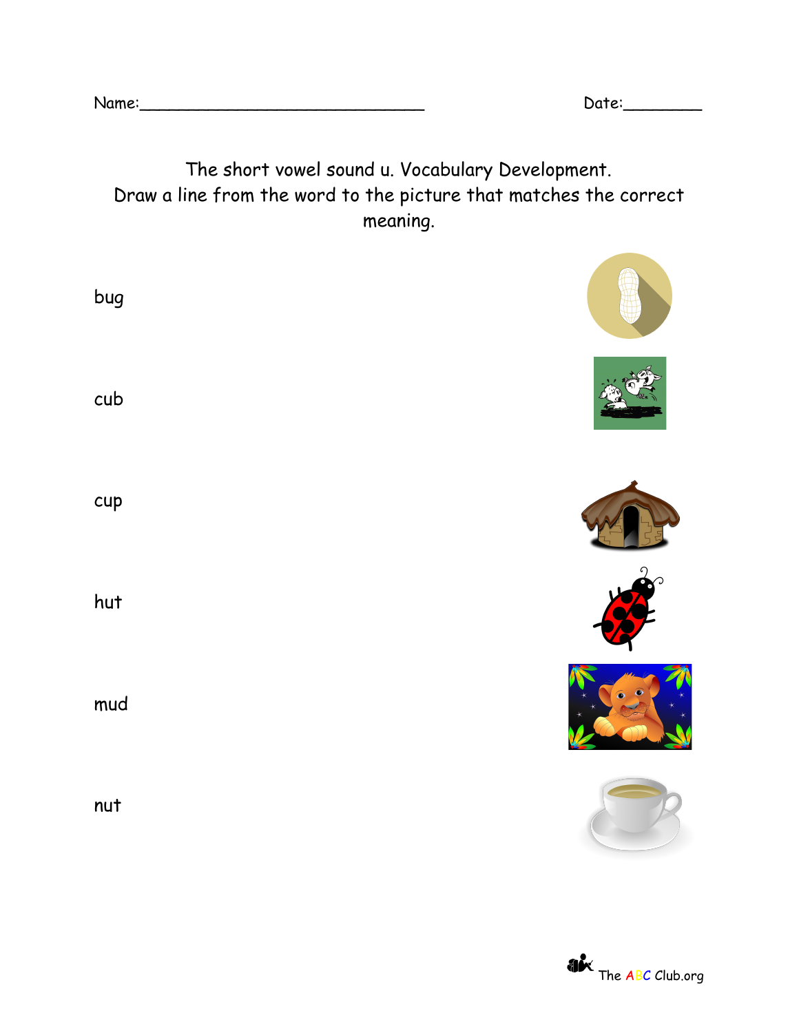Name:_______________________________ Date:_________

The short vowel sound u. Vocabulary Development.
Draw a line from the word to the picture that matches the correct meaning.

bug

cub

cup

hut

mud

nut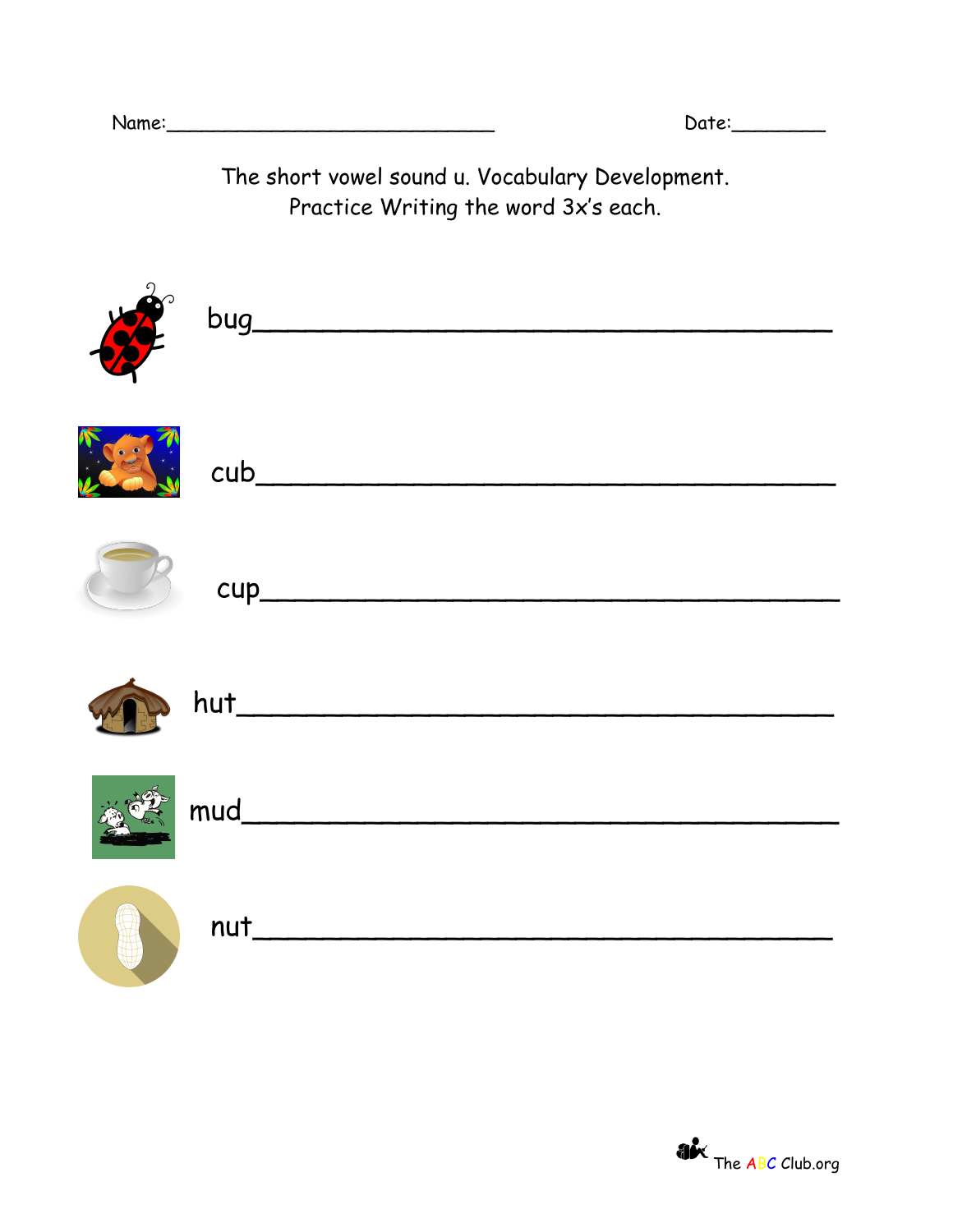Name:_____________________________ Date:_________

The short vowel sound u. Vocabulary Development.
Practice Writing the word 3x's each.

bug___________________________________________

cub___________________________________________

cup___________________________________________

hut___________________________________________

mud___________________________________________

nut___________________________________________

The ABC Club.org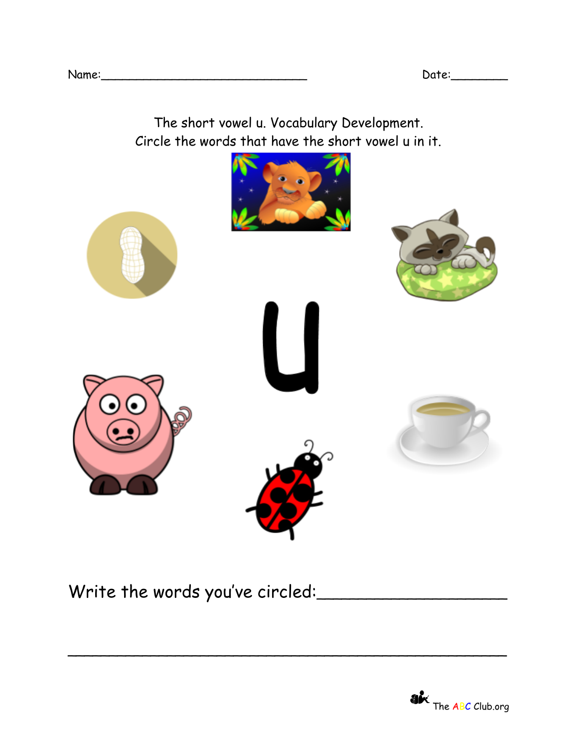Name:______________________________ Date:________

The short vowel u. Vocabulary Development.
Circle the words that have the short vowel u in it.

u

Write the words you've circled:____________________

______________________________________________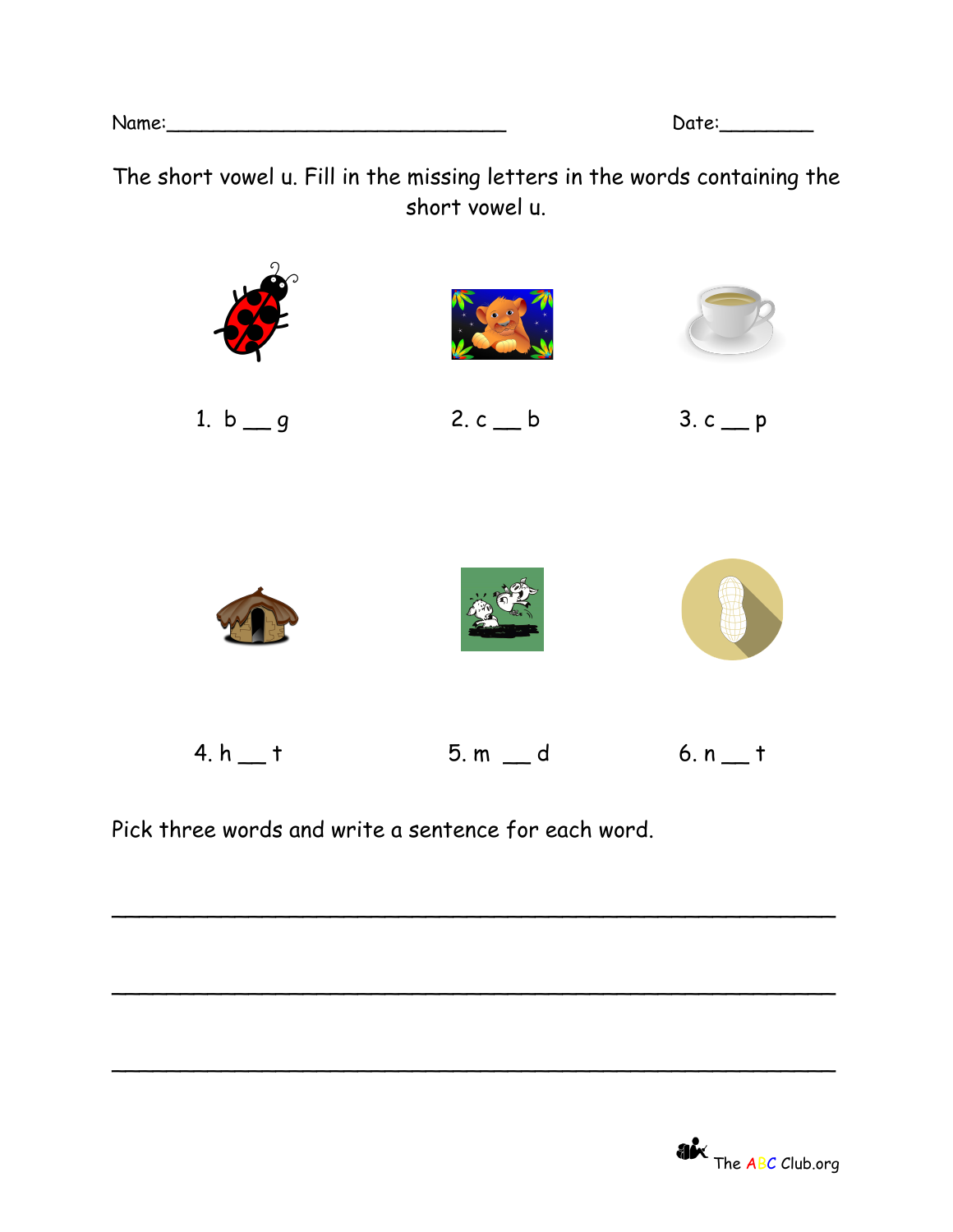Name:______________________________ Date:________

The short vowel u. Fill in the missing letters in the words containing the short vowel u.

1. b __ g

2. c __ b

3. c __ p

4. h __ t

5. m __ d

6. n __ t

Pick three words and write a sentence for each word.

_______________________________________________________

_______________________________________________________

_______________________________________________________

The ABC Club.org